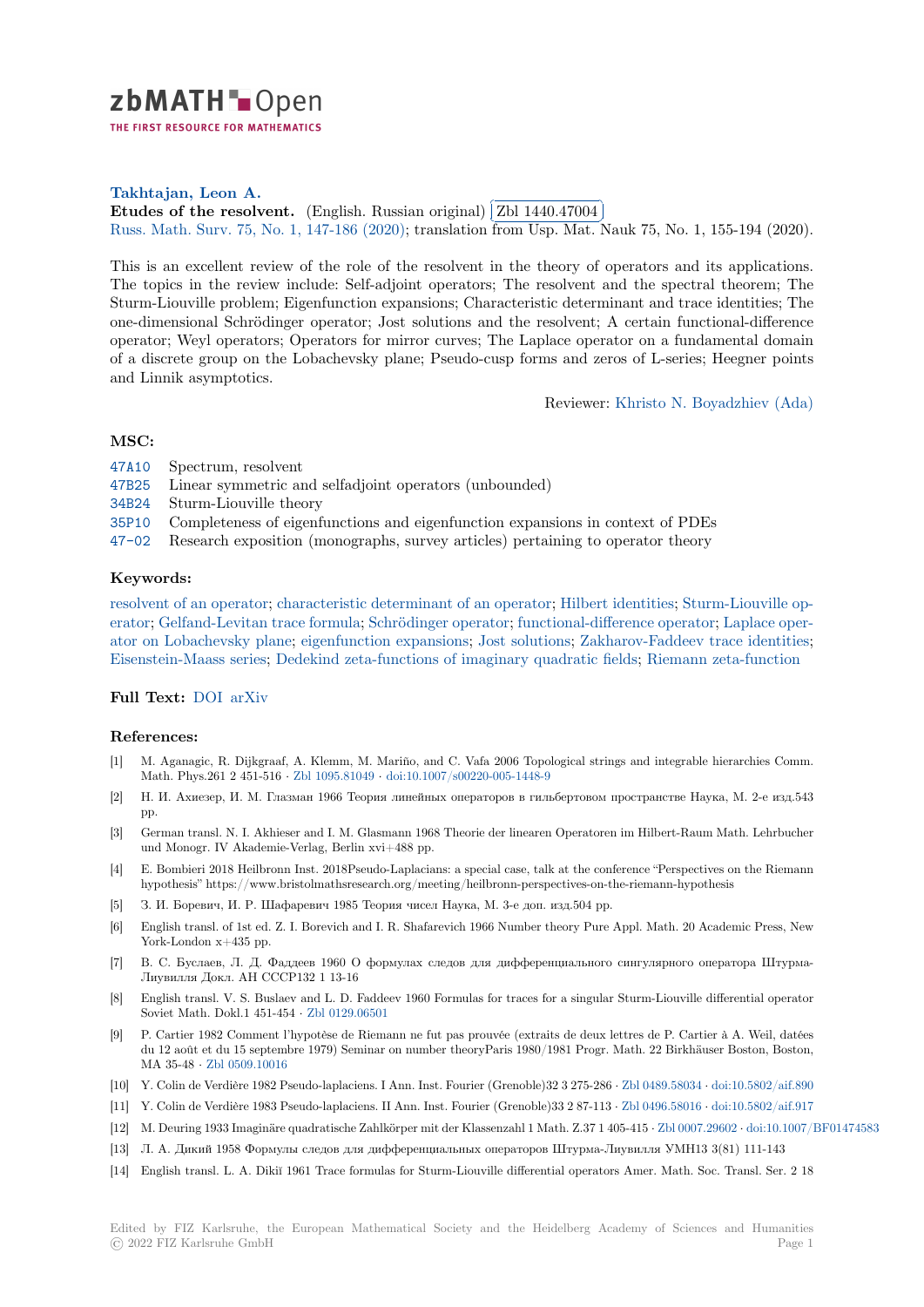zbMATH Open

THE FIRST RESOURCE FOR MATHEMATICS

**Takhtajan, Leon A.**

**Etudes of the resolvent.** (English. Russian original) Zbl 1440.47004

Russ. Math. Surv. 75, No. 1, 147-186 (2020); translation from Usp. Mat. Nauk 75, No. 1, 155-194 (2020).

This is an excellent review of the role of the resolvent in the theory of operators and its applications. The topics in the review include: Self-adjoint operators; The resolvent and the spectral theorem; The Sturm-Liouville problem; Eigenfunction expansions; Characteristic determinant and trace identities; The one-dimensional Schrödinger operator; Jost solutions and the resolvent; A certain functional-difference operator; Weyl operators; Operators for mirror curves; The Laplace operator on a fundamental domain of a discrete group on the Lobachevsky plane; Pseudo-cusp forms and zeros of L-series; Heegner points and Linnik asymptotics.

Reviewer: Khristo N. Boyadzhiev (Ada)

## MSC:

- 47A10 Spectrum, resolvent
- 47B25 Linear symmetric and selfadjoint operators (unbounded)
- 34B24 Sturm-Liouville theory
- 35P10 Completeness of eigenfunctions and eigenfunction expansions in context of PDEs
- 47-02 Research exposition (monographs, survey articles) pertaining to operator theory

## Keywords:

resolvent of an operator; characteristic determinant of an operator; Hilbert identities; Sturm-Liouville operator; Gelfand-Levitan trace formula; Schrödinger operator; functional-difference operator; Laplace operator on Lobachevsky plane; eigenfunction expansions; Jost solutions; Zakharov-Faddeev trace identities; Eisenstein-Maass series; Dedekind zeta-functions of imaginary quadratic fields; Riemann zeta-function

## Full Text: DOI arXiv

## References:

[1] M. Aganagic, R. Dijkgraaf, A. Klemm, M. Mariño, and C. Vafa 2006 Topological strings and integrable hierarchies Comm. Math. Phys.261 2 451-516 · Zbl 1095.81049 · doi:10.1007/s00220-005-1448-9

[2] Н. И. Ахиезер, И. М. Глазман 1966 Теория линейных операторов в гильбертовом пространстве Наука, М. 2-е изд.543 pp.

[3] German transl. N. I. Akhieser and I. M. Glasmann 1968 Theorie der linearen Operatoren im Hilbert-Raum Math. Lehrbucher und Monogr. IV Akademie-Verlag, Berlin xvi+488 pp.

[4] E. Bombieri 2018 Heilbronn Inst. 2018Pseudo-Laplacians: a special case, talk at the conference "Perspectives on the Riemann hypothesis" https://www.bristolmathsresearch.org/meeting/heilbronn-perspectives-on-the-riemann-hypothesis

[5] З. И. Боревич, И. Р. Шафаревич 1985 Теория чисел Наука, М. 3-е доп. изд.504 pp.

[6] English transl. of 1st ed. Z. I. Borevich and I. R. Shafarevich 1966 Number theory Pure Appl. Math. 20 Academic Press, New York-London x+435 pp.

[7] В. С. Буслаев, Л. Д. Фаддеев 1960 О формулах следов для дифференциального сингулярного оператора Штурма-Лиувилля Докл. АН СССР132 1 13-16

[8] English transl. V. S. Buslaev and L. D. Faddeev 1960 Formulas for traces for a singular Sturm-Liouville differential operator Soviet Math. Dokl.1 451-454 · Zbl 0129.06501

[9] P. Cartier 1982 Comment l'hypotèse de Riemann ne fut pas prouvée (extraits de deux lettres de P. Cartier à A. Weil, datées du 12 août et du 15 septembre 1979) Seminar on number theoryParis 1980/1981 Progr. Math. 22 Birkhäuser Boston, Boston, MA 35-48 · Zbl 0509.10016

[10] Y. Colin de Verdière 1982 Pseudo-laplaciens. I Ann. Inst. Fourier (Grenoble)32 3 275-286 · Zbl 0489.58034 · doi:10.5802/aif.890

[11] Y. Colin de Verdière 1983 Pseudo-laplaciens. II Ann. Inst. Fourier (Grenoble)33 2 87-113 · Zbl 0496.58016 · doi:10.5802/aif.917

[12] M. Deuring 1933 Imaginäre quadratische Zahlkörper mit der Klassenzahl 1 Math. Z.37 1 405-415 · Zbl 0007.29602 · doi:10.1007/BF01474583

[13] Л. А. Дикий 1958 Формулы следов для дифференциальных операторов Штурма-Лиувилля УМН13 3(81) 111-143

[14] English transl. L. A. Dikiĭ 1961 Trace formulas for Sturm-Liouville differential operators Amer. Math. Soc. Transl. Ser. 2 18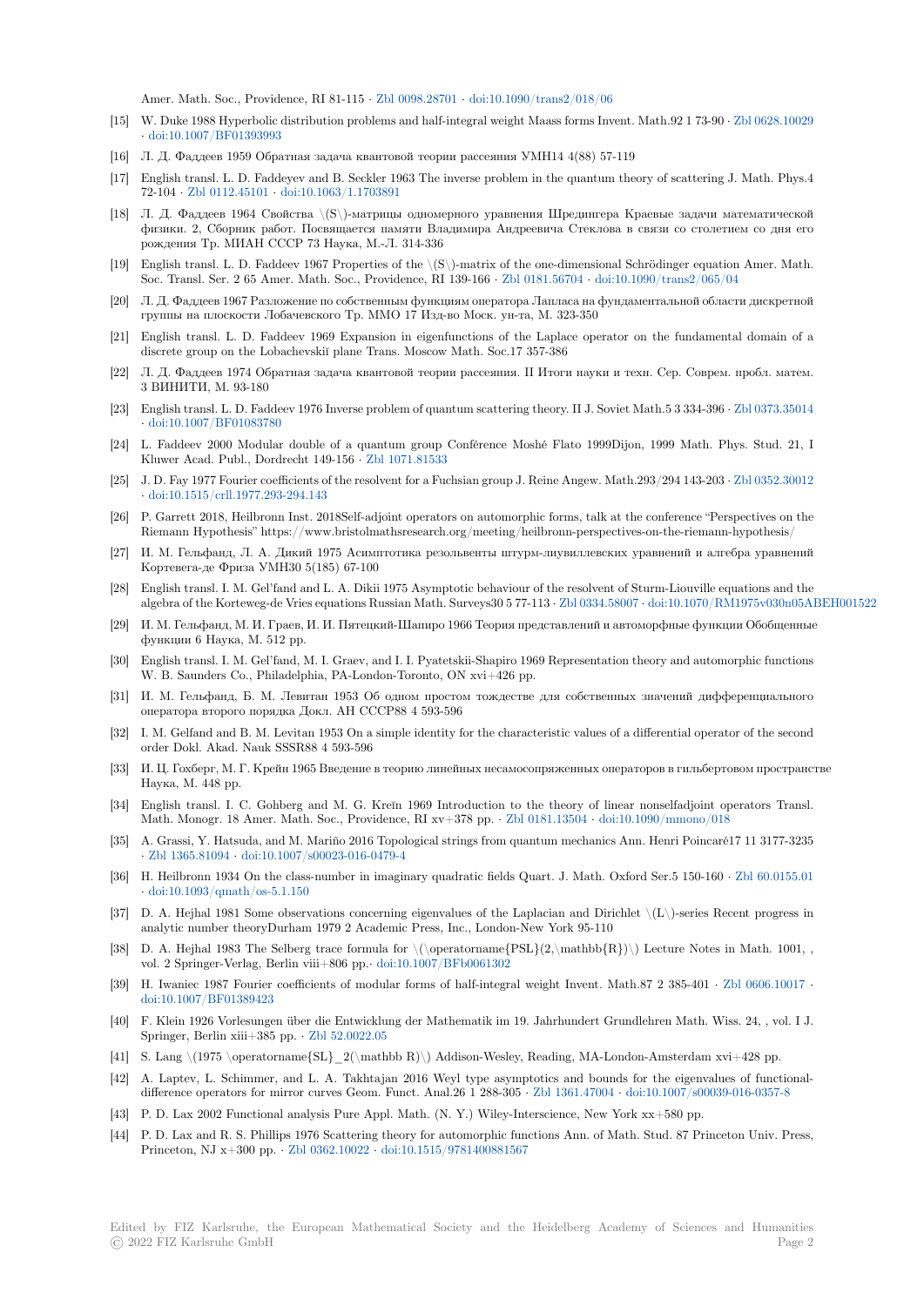Amer. Math. Soc., Providence, RI 81-115 · Zbl 0098.28701 · doi:10.1090/trans2/018/06

[15] W. Duke 1988 Hyperbolic distribution problems and half-integral weight Maass forms Invent. Math.92 1 73-90 · Zbl 0628.10029 · doi:10.1007/BF01393993

[16] Л. Д. Фаддеев 1959 Обратная задача квантовой теории рассеяния УМН14 4(88) 57-119

[17] English transl. L. D. Faddeyev and B. Seckler 1963 The inverse problem in the quantum theory of scattering J. Math. Phys.4 72-104 · Zbl 0112.45101 · doi:10.1063/1.1703891

[18] Л. Д. Фаддеев 1964 Свойства $S$-матрицы одномерного уравнения Шредингера Краевые задачи математической физики. 2, Сборник работ. Посвящается памяти Владимира Андреевича Стеклова в связи со столетием со дня его рождения Тр. МИАН СССР 73 Наука, М.-Л. 314-336

[19] English transl. L. D. Faddeev 1967 Properties of the $S$-matrix of the one-dimensional Schrödinger equation Amer. Math. Soc. Transl. Ser. 2 65 Amer. Math. Soc., Providence, RI 139-166 · Zbl 0181.56704 · doi:10.1090/trans2/065/04

[20] Л. Д. Фаддеев 1967 Разложение по собственным функциям оператора Лапласа на фундаментальной области дискретной группы на плоскости Лобачевского Тр. ММО 17 Изд-во Моск. ун-та, М. 323-350

[21] English transl. L. D. Faddeev 1969 Expansion in eigenfunctions of the Laplace operator on the fundamental domain of a discrete group on the Lobachevskiĭ plane Trans. Moscow Math. Soc.17 357-386

[22] Л. Д. Фаддеев 1974 Обратная задача квантовой теории рассеяния. II Итоги науки и техн. Сер. Соврем. пробл. матем. 3 ВИНИТИ, М. 93-180

[23] English transl. L. D. Faddeev 1976 Inverse problem of quantum scattering theory. II J. Soviet Math.5 3 334-396 · Zbl 0373.35014 · doi:10.1007/BF01083780

[24] L. Faddeev 2000 Modular double of a quantum group Conférence Moshé Flato 1999Dijon, 1999 Math. Phys. Stud. 21, I Kluwer Acad. Publ., Dordrecht 149-156 · Zbl 1071.81533

[25] J. D. Fay 1977 Fourier coefficients of the resolvent for a Fuchsian group J. Reine Angew. Math.293/294 143-203 · Zbl 0352.30012 · doi:10.1515/crll.1977.293-294.143

[26] P. Garrett 2018, Heilbronn Inst. 2018Self-adjoint operators on automorphic forms, talk at the conference "Perspectives on the Riemann Hypothesis" https://www.bristolmathsresearch.org/meeting/heilbronn-perspectives-on-the-riemann-hypothesis/

[27] И. М. Гельфанд, Л. А. Дикий 1975 Асимптотика резольвенты штурм-лиувиллевских уравнений и алгебра уравнений Кортевега-де Фриза УМН30 5(185) 67-100

[28] English transl. I. M. Gel'fand and L. A. Dikii 1975 Asymptotic behaviour of the resolvent of Sturm-Liouville equations and the algebra of the Korteweg-de Vries equations Russian Math. Surveys30 5 77-113 · Zbl 0334.58007 · doi:10.1070/RM1975v030n05ABEH001522

[29] И. М. Гельфанд, М. И. Граев, И. И. Пятецкий-Шапиро 1966 Теория представлений и автоморфные функции Обобщенные функции 6 Наука, М. 512 pp.

[30] English transl. I. M. Gel'fand, M. I. Graev, and I. I. Pyatetskii-Shapiro 1969 Representation theory and automorphic functions W. B. Saunders Co., Philadelphia, PA-London-Toronto, ON xvi+426 pp.

[31] И. М. Гельфанд, Б. М. Левитан 1953 Об одном простом тождестве для собственных значений дифференциального оператора второго порядка Докл. АН СССР88 4 593-596

[32] I. M. Gelfand and B. M. Levitan 1953 On a simple identity for the characteristic values of a differential operator of the second order Dokl. Akad. Nauk SSSR88 4 593-596

[33] И. Ц. Гохберг, М. Г. Крейн 1965 Введение в теорию линейных несамосопряженных операторов в гильбертовом пространстве Наука, М. 448 pp.

[34] English transl. I. C. Gohberg and M. G. Kreĭn 1969 Introduction to the theory of linear nonselfadjoint operators Transl. Math. Monogr. 18 Amer. Math. Soc., Providence, RI xv+378 pp. · Zbl 0181.13504 · doi:10.1090/mmono/018

[35] A. Grassi, Y. Hatsuda, and M. Mariño 2016 Topological strings from quantum mechanics Ann. Henri Poincaré17 11 3177-3235 · Zbl 1365.81094 · doi:10.1007/s00023-016-0479-4

[36] H. Heilbronn 1934 On the class-number in imaginary quadratic fields Quart. J. Math. Oxford Ser.5 150-160 · Zbl 60.0155.01 · doi:10.1093/qmath/os-5.1.150

[37] D. A. Hejhal 1981 Some observations concerning eigenvalues of the Laplacian and Dirichlet $L$-series Recent progress in analytic number theoryDurham 1979 2 Academic Press, Inc., London-New York 95-110

[38] D. A. Hejhal 1983 The Selberg trace formula for $\operatorname{PSL}(2,\mathbb{R})$ Lecture Notes in Math. 1001, , vol. 2 Springer-Verlag, Berlin viii+806 pp.· doi:10.1007/BFb0061302

[39] H. Iwaniec 1987 Fourier coefficients of modular forms of half-integral weight Invent. Math.87 2 385-401 · Zbl 0606.10017 · doi:10.1007/BF01389423

[40] F. Klein 1926 Vorlesungen über die Entwicklung der Mathematik im 19. Jahrhundert Grundlehren Math. Wiss. 24, , vol. I J. Springer, Berlin xiii+385 pp. · Zbl 52.0022.05

[41] S. Lang 1975 $\operatorname{SL}_2(\mathbb R)$ Addison-Wesley, Reading, MA-London-Amsterdam xvi+428 pp.

[42] A. Laptev, L. Schimmer, and L. A. Takhtajan 2016 Weyl type asymptotics and bounds for the eigenvalues of functional-difference operators for mirror curves Geom. Funct. Anal.26 1 288-305 · Zbl 1361.47004 · doi:10.1007/s00039-016-0357-8

[43] P. D. Lax 2002 Functional analysis Pure Appl. Math. (N. Y.) Wiley-Interscience, New York xx+580 pp.

[44] P. D. Lax and R. S. Phillips 1976 Scattering theory for automorphic functions Ann. of Math. Stud. 87 Princeton Univ. Press, Princeton, NJ x+300 pp. · Zbl 0362.10022 · doi:10.1515/9781400881567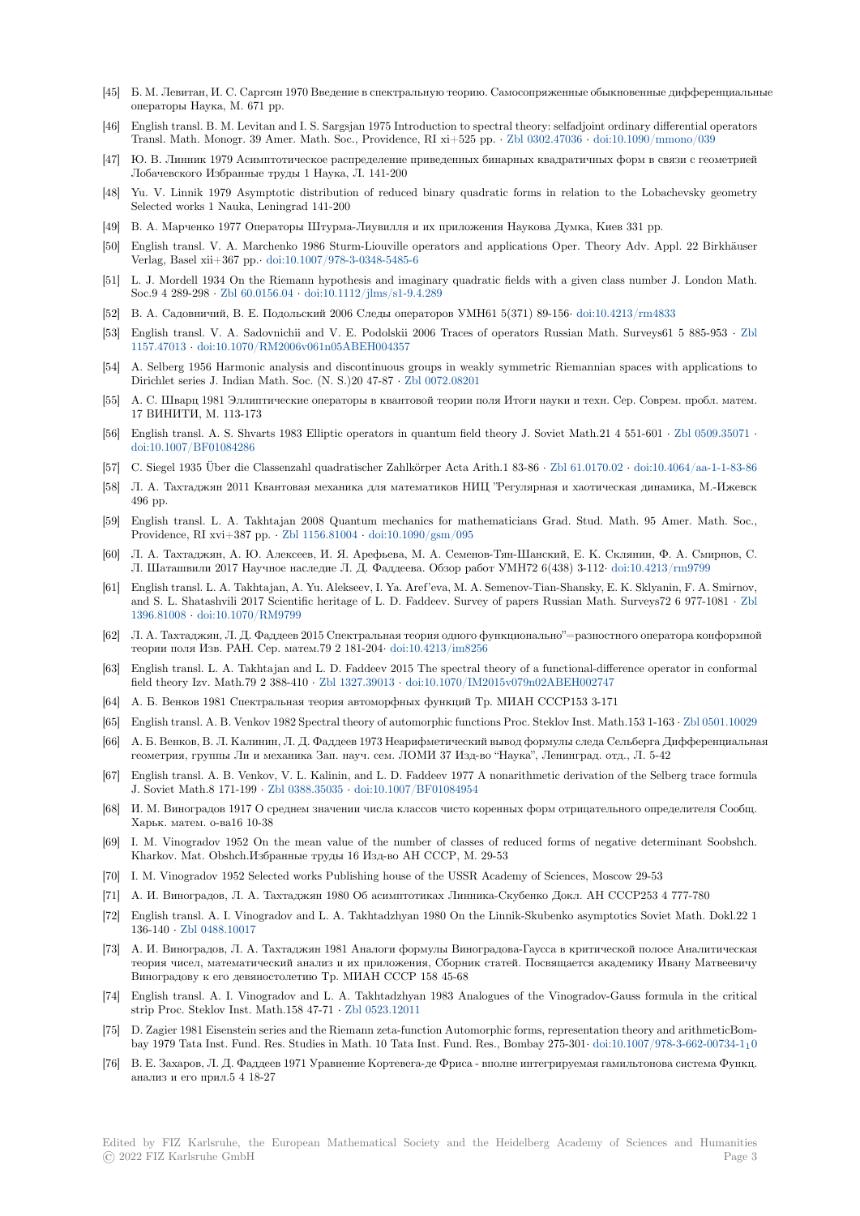[45] Б. М. Левитан, И. С. Саргсян 1970 Введение в спектральную теорию. Самосопряженные обыкновенные дифференциальные операторы Наука, М. 671 pp.

[46] English transl. B. M. Levitan and I. S. Sargsjan 1975 Introduction to spectral theory: selfadjoint ordinary differential operators Transl. Math. Monogr. 39 Amer. Math. Soc., Providence, RI xi+525 pp. · Zbl 0302.47036 · doi:10.1090/mmono/039

[47] Ю. В. Линник 1979 Асимптотическое распределение приведенных бинарных квадратичных форм в связи с геометрией Лобачевского Избранные труды 1 Наука, Л. 141-200

[48] Yu. V. Linnik 1979 Asymptotic distribution of reduced binary quadratic forms in relation to the Lobachevsky geometry Selected works 1 Nauka, Leningrad 141-200

[49] В. А. Марченко 1977 Операторы Штурма-Лиувилля и их приложения Наукова Думка, Киев 331 pp.

[50] English transl. V. A. Marchenko 1986 Sturm-Liouville operators and applications Oper. Theory Adv. Appl. 22 Birkhäuser Verlag, Basel xii+367 pp.· doi:10.1007/978-3-0348-5485-6

[51] L. J. Mordell 1934 On the Riemann hypothesis and imaginary quadratic fields with a given class number J. London Math. Soc.9 4 289-298 · Zbl 60.0156.04 · doi:10.1112/jlms/s1-9.4.289

[52] В. А. Садовничий, В. Е. Подольский 2006 Следы операторов УМН61 5(371) 89-156· doi:10.4213/rm4833

[53] English transl. V. A. Sadovnichii and V. E. Podolskii 2006 Traces of operators Russian Math. Surveys61 5 885-953 · Zbl 1157.47013 · doi:10.1070/RM2006v061n05ABEH004357

[54] A. Selberg 1956 Harmonic analysis and discontinuous groups in weakly symmetric Riemannian spaces with applications to Dirichlet series J. Indian Math. Soc. (N. S.)20 47-87 · Zbl 0072.08201

[55] А. С. Шварц 1981 Эллиптические операторы в квантовой теории поля Итоги науки и техн. Сер. Соврем. пробл. матем. 17 ВИНИТИ, М. 113-173

[56] English transl. A. S. Shvarts 1983 Elliptic operators in quantum field theory J. Soviet Math.21 4 551-601 · Zbl 0509.35071 · doi:10.1007/BF01084286

[57] C. Siegel 1935 Über die Classenzahl quadratischer Zahlkörper Acta Arith.1 83-86 · Zbl 61.0170.02 · doi:10.4064/aa-1-1-83-86

[58] Л. А. Тахтаджян 2011 Квантовая механика для математиков НИЦ "Регулярная и хаотическая динамика, М.-Ижевск 496 pp.

[59] English transl. L. A. Takhtajan 2008 Quantum mechanics for mathematicians Grad. Stud. Math. 95 Amer. Math. Soc., Providence, RI xvi+387 pp. · Zbl 1156.81004 · doi:10.1090/gsm/095

[60] Л. А. Тахтаджян, А. Ю. Алексеев, И. Я. Арефьева, М. А. Семенов-Тян-Шанский, Е. К. Склянин, Ф. А. Смирнов, С. Л. Шаташвили 2017 Научное наследие Л. Д. Фаддеева. Обзор работ УМН72 6(438) 3-112· doi:10.4213/rm9799

[61] English transl. L. A. Takhtajan, A. Yu. Alekseev, I. Ya. Aref'eva, M. A. Semenov-Tian-Shansky, E. K. Sklyanin, F. A. Smirnov, and S. L. Shatashvili 2017 Scientific heritage of L. D. Faddeev. Survey of papers Russian Math. Surveys72 6 977-1081 · Zbl 1396.81008 · doi:10.1070/RM9799

[62] Л. А. Тахтаджян, Л. Д. Фаддеев 2015 Спектральная теория одного функционально"=разностного оператора конформной теории поля Изв. РАН. Сер. матем.79 2 181-204· doi:10.4213/im8256

[63] English transl. L. A. Takhtajan and L. D. Faddeev 2015 The spectral theory of a functional-difference operator in conformal field theory Izv. Math.79 2 388-410 · Zbl 1327.39013 · doi:10.1070/IM2015v079n02ABEH002747

[64] А. Б. Венков 1981 Спектральная теория автоморфных функций Тр. МИАН СССР153 3-171

[65] English transl. A. B. Venkov 1982 Spectral theory of automorphic functions Proc. Steklov Inst. Math.153 1-163 · Zbl 0501.10029

[66] А. Б. Венков, В. Л. Калинин, Л. Д. Фаддеев 1973 Неарифметический вывод формулы следа Сельберга Дифференциальная геометрия, группы Ли и механика Зап. науч. сем. ЛОМИ 37 Изд-во "Наука", Ленинград. отд., Л. 5-42

[67] English transl. A. B. Venkov, V. L. Kalinin, and L. D. Faddeev 1977 A nonarithmetic derivation of the Selberg trace formula J. Soviet Math.8 171-199 · Zbl 0388.35035 · doi:10.1007/BF01084954

[68] И. М. Виноградов 1917 О среднем значении числа классов чисто коренных форм отрицательного определителя Сообщ. Харьк. матем. о-ва16 10-38

[69] I. M. Vinogradov 1952 On the mean value of the number of classes of reduced forms of negative determinant Soobshch. Kharkov. Mat. Obshch.Избранные труды 16 Изд-во АН СССР, М. 29-53

[70] I. M. Vinogradov 1952 Selected works Publishing house of the USSR Academy of Sciences, Moscow 29-53

[71] А. И. Виноградов, Л. А. Тахтаджян 1980 Об асимптотиках Линника-Скубенко Докл. АН СССР253 4 777-780

[72] English transl. A. I. Vinogradov and L. A. Takhtadzhyan 1980 On the Linnik-Skubenko asymptotics Soviet Math. Dokl.22 1 136-140 · Zbl 0488.10017

[73] А. И. Виноградов, Л. А. Тахтаджян 1981 Аналоги формулы Виноградова-Гаусса в критической полосе Аналитическая теория чисел, математический анализ и их приложения, Сборник статей. Посвящается академику Ивану Матвеевичу Виноградову к его девяностолетию Тр. МИАН СССР 158 45-68

[74] English transl. A. I. Vinogradov and L. A. Takhtadzhyan 1983 Analogues of the Vinogradov-Gauss formula in the critical strip Proc. Steklov Inst. Math.158 47-71 · Zbl 0523.12011

[75] D. Zagier 1981 Eisenstein series and the Riemann zeta-function Automorphic forms, representation theory and arithmeticBombay 1979 Tata Inst. Fund. Res. Studies in Math. 10 Tata Inst. Fund. Res., Bombay 275-301· doi:10.1007/978-3-662-00734-1_10

[76] В. Е. Захаров, Л. Д. Фаддеев 1971 Уравнение Кортевега-де Фриса - вполне интегрируемая гамильтонова система Функц. анализ и его прил.5 4 18-27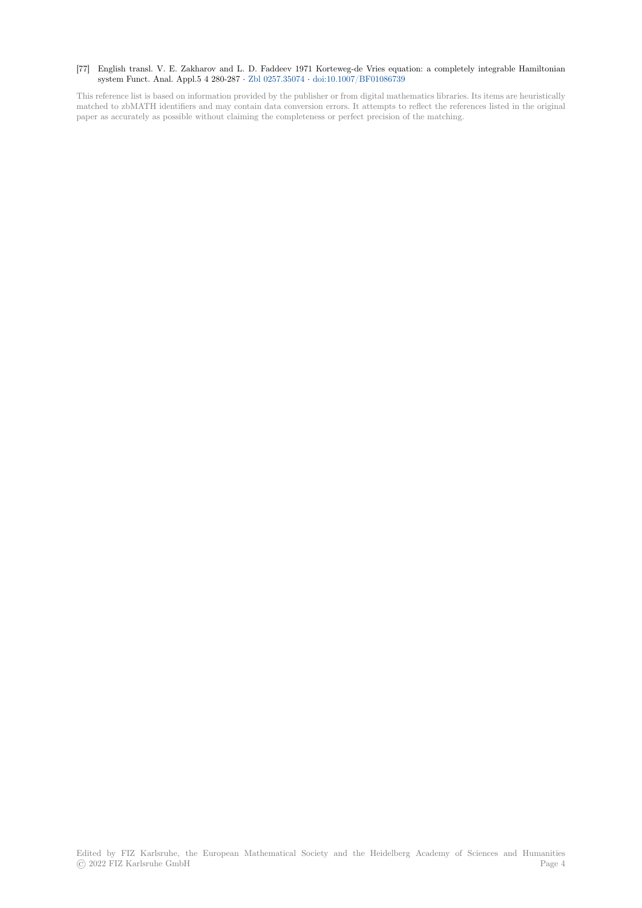[77] English transl. V. E. Zakharov and L. D. Faddeev 1971 Korteweg-de Vries equation: a completely integrable Hamiltonian system Funct. Anal. Appl.5 4 280-287 · Zbl 0257.35074 · doi:10.1007/BF01086739

This reference list is based on information provided by the publisher or from digital mathematics libraries. Its items are heuristically matched to zbMATH identifiers and may contain data conversion errors. It attempts to reflect the references listed in the original paper as accurately as possible without claiming the completeness or perfect precision of the matching.